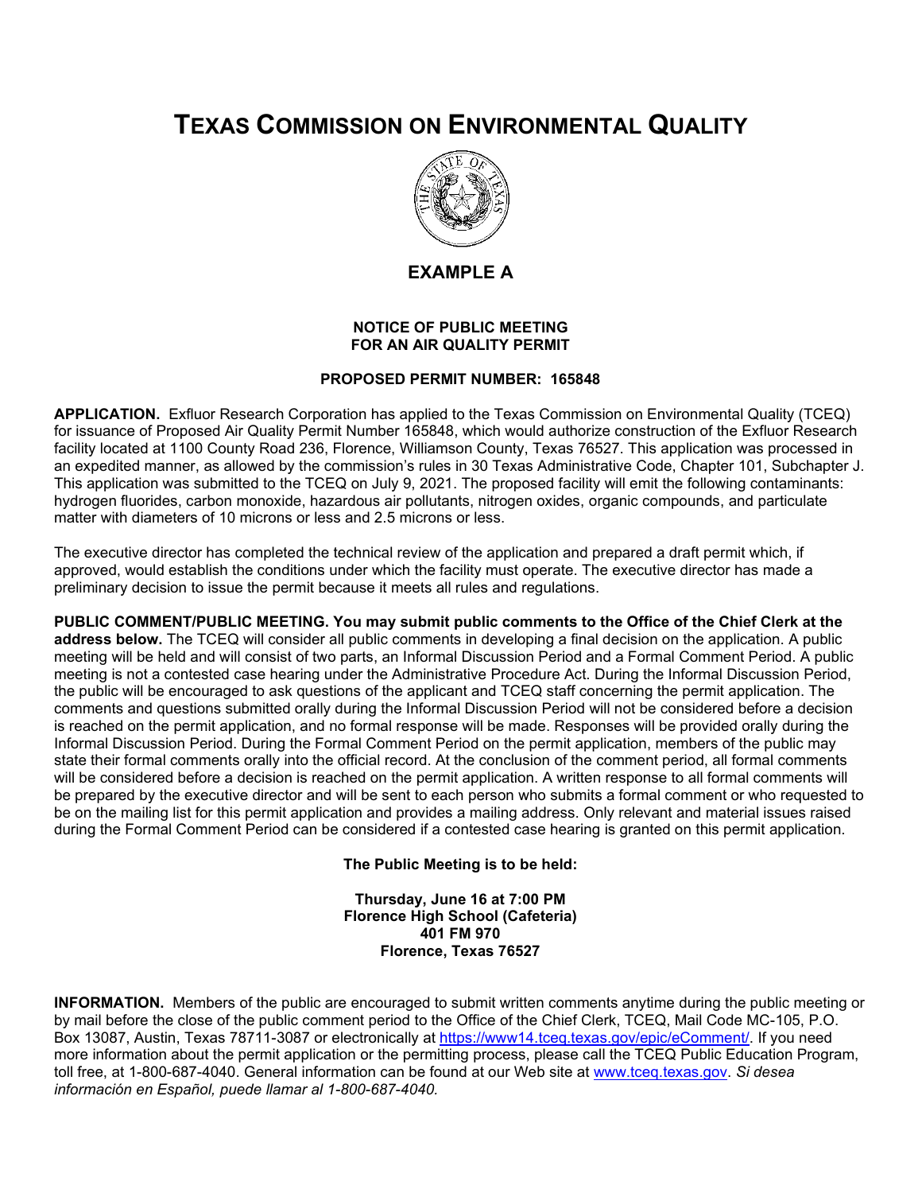# TEXAS COMMISSION ON ENVIRONMENTAL QUALITY

## EXAMPLE A

### NOTICE OF PUBLIC MEETING
### FOR AN AIR QUALITY PERMIT

**PROPOSED PERMIT NUMBER: 165848**

**APPLICATION.** Exfluor Research Corporation has applied to the Texas Commission on Environmental Quality (TCEQ) for issuance of Proposed Air Quality Permit Number 165848, which would authorize construction of the Exfluor Research facility located at 1100 County Road 236, Florence, Williamson County, Texas 76527. This application was processed in an expedited manner, as allowed by the commission's rules in 30 Texas Administrative Code, Chapter 101, Subchapter J. This application was submitted to the TCEQ on July 9, 2021. The proposed facility will emit the following contaminants: hydrogen fluorides, carbon monoxide, hazardous air pollutants, nitrogen oxides, organic compounds, and particulate matter with diameters of 10 microns or less and 2.5 microns or less.

The executive director has completed the technical review of the application and prepared a draft permit which, if approved, would establish the conditions under which the facility must operate. The executive director has made a preliminary decision to issue the permit because it meets all rules and regulations.

**PUBLIC COMMENT/PUBLIC MEETING. You may submit public comments to the Office of the Chief Clerk at the address below.** The TCEQ will consider all public comments in developing a final decision on the application. A public meeting will be held and will consist of two parts, an Informal Discussion Period and a Formal Comment Period. A public meeting is not a contested case hearing under the Administrative Procedure Act. During the Informal Discussion Period, the public will be encouraged to ask questions of the applicant and TCEQ staff concerning the permit application. The comments and questions submitted orally during the Informal Discussion Period will not be considered before a decision is reached on the permit application, and no formal response will be made. Responses will be provided orally during the Informal Discussion Period. During the Formal Comment Period on the permit application, members of the public may state their formal comments orally into the official record. At the conclusion of the comment period, all formal comments will be considered before a decision is reached on the permit application. A written response to all formal comments will be prepared by the executive director and will be sent to each person who submits a formal comment or who requested to be on the mailing list for this permit application and provides a mailing address. Only relevant and material issues raised during the Formal Comment Period can be considered if a contested case hearing is granted on this permit application.

**The Public Meeting is to be held:**

**Thursday, June 16 at 7:00 PM**
**Florence High School (Cafeteria)**
**401 FM 970**
**Florence, Texas 76527**

**INFORMATION.** Members of the public are encouraged to submit written comments anytime during the public meeting or by mail before the close of the public comment period to the Office of the Chief Clerk, TCEQ, Mail Code MC-105, P.O. Box 13087, Austin, Texas 78711-3087 or electronically at https://www14.tceq.texas.gov/epic/eComment/. If you need more information about the permit application or the permitting process, please call the TCEQ Public Education Program, toll free, at 1-800-687-4040. General information can be found at our Web site at www.tceq.texas.gov. *Si desea información en Español, puede llamar al 1-800-687-4040.*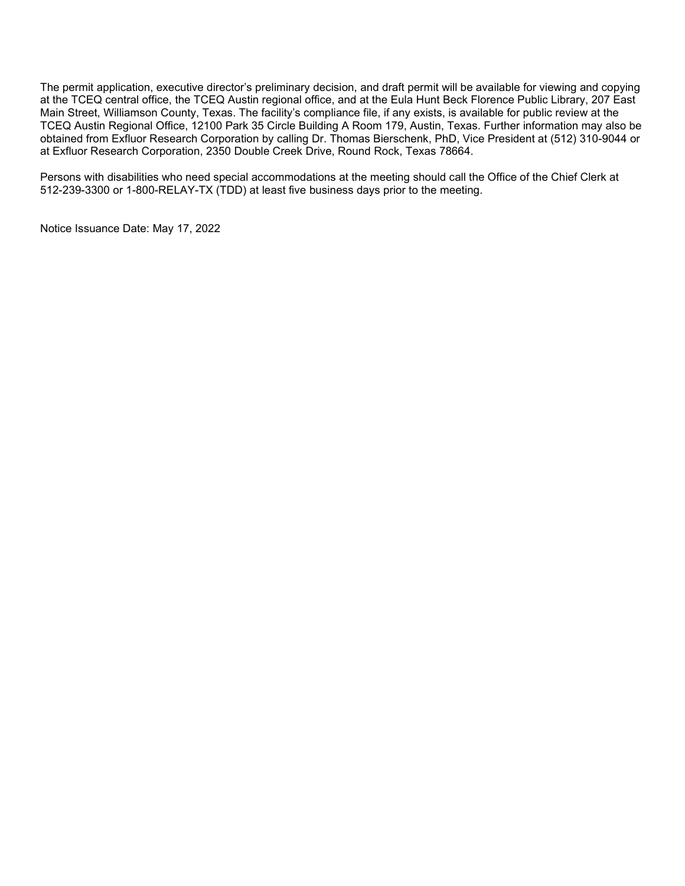The permit application, executive director's preliminary decision, and draft permit will be available for viewing and copying at the TCEQ central office, the TCEQ Austin regional office, and at the Eula Hunt Beck Florence Public Library, 207 East Main Street, Williamson County, Texas. The facility's compliance file, if any exists, is available for public review at the TCEQ Austin Regional Office, 12100 Park 35 Circle Building A Room 179, Austin, Texas. Further information may also be obtained from Exfluor Research Corporation by calling Dr. Thomas Bierschenk, PhD, Vice President at (512) 310-9044 or at Exfluor Research Corporation, 2350 Double Creek Drive, Round Rock, Texas 78664.

Persons with disabilities who need special accommodations at the meeting should call the Office of the Chief Clerk at 512-239-3300 or 1-800-RELAY-TX (TDD) at least five business days prior to the meeting.

Notice Issuance Date: May 17, 2022